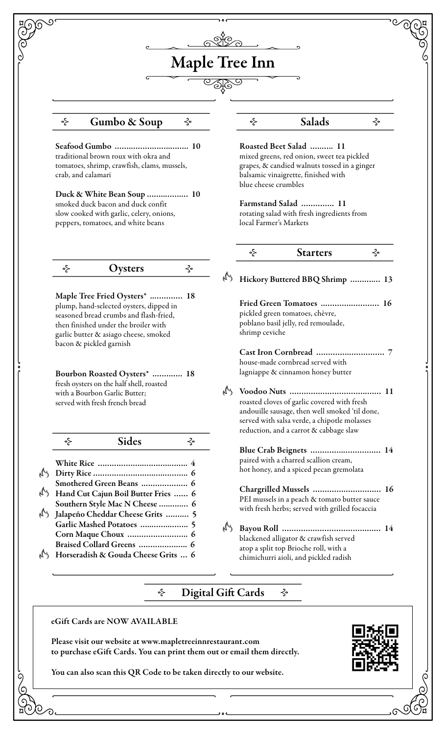# Maple Tree Inn

## Gumbo & Soup

**Seafood Gumbo ................................ 10**
traditional brown roux with okra and tomatoes, shrimp, crawfish, clams, mussels, crab, and calamari

**Duck & White Bean Soup .................. 10**
smoked duck bacon and duck confit slow cooked with garlic, celery, onions, peppers, tomatoes, and white beans

## Oysters

**Maple Tree Fried Oysters* .............. 18**
plump, hand-selected oysters, dipped in seasoned bread crumbs and flash-fried, then finished under the broiler with garlic butter & asiago cheese, smoked bacon & pickled garnish

**Bourbon Roasted Oysters* ............. 18**
fresh oysters on the half shell, roasted with a Bourbon Garlic Butter; served with fresh french bread

## Sides

- **White Rice ....................................... 4**
- **Dirty Rice ......................................... 6**
- **Smothered Green Beans .................... 6**
- **Hand Cut Cajun Boil Butter Fries ...... 6**
- **Southern Style Mac N Cheese ............. 6**
- **Jalapeño Cheddar Cheese Grits .......... 5**
- **Garlic Mashed Potatoes ..................... 5**
- **Corn Maque Choux .......................... 6**
- **Braised Collard Greens ..................... 6**
- **Horseradish & Gouda Cheese Grits ... 6**

## Salads

**Roasted Beet Salad .......... 11**
mixed greens, red onion, sweet tea pickled grapes, & candied walnuts tossed in a ginger balsamic vinaigrette, finished with blue cheese crumbles

**Farmstand Salad .............. 11**
rotating salad with fresh ingredients from local Farmer's Markets

## Starters

**Hickory Buttered BBQ Shrimp ............. 13**

**Fried Green Tomatoes ......................... 16**
pickled green tomatoes, chèvre, poblano basil jelly, red remoulade, shrimp ceviche

**Cast Iron Cornbread ............................. 7**
house-made cornbread served with lagniappe & cinnamon honey butter

**Voodoo Nuts ....................................... 11**
roasted cloves of garlic covered with fresh andouille sausage, then well smoked 'til done, served with salsa verde, a chipotle molasses reduction, and a carrot & cabbage slaw

**Blue Crab Beignets .............................. 14**
paired with a charred scallion cream, hot honey, and a spiced pecan gremolata

**Chargrilled Mussels ............................. 16**
PEI mussels in a peach & tomato butter sauce with fresh herbs; served with grilled focaccia

**Bayou Roll .......................................... 14**
blackened alligator & crawfish served atop a split top Brioche roll, with a chimichurri aioli, and pickled radish

## Digital Gift Cards

**eGift Cards are NOW AVAILABLE**

**Please visit our website at www.mapletreeinnrestaurant.com to purchase eGift Cards. You can print them out or email them directly.**

**You can also scan this QR Code to be taken directly to our website.**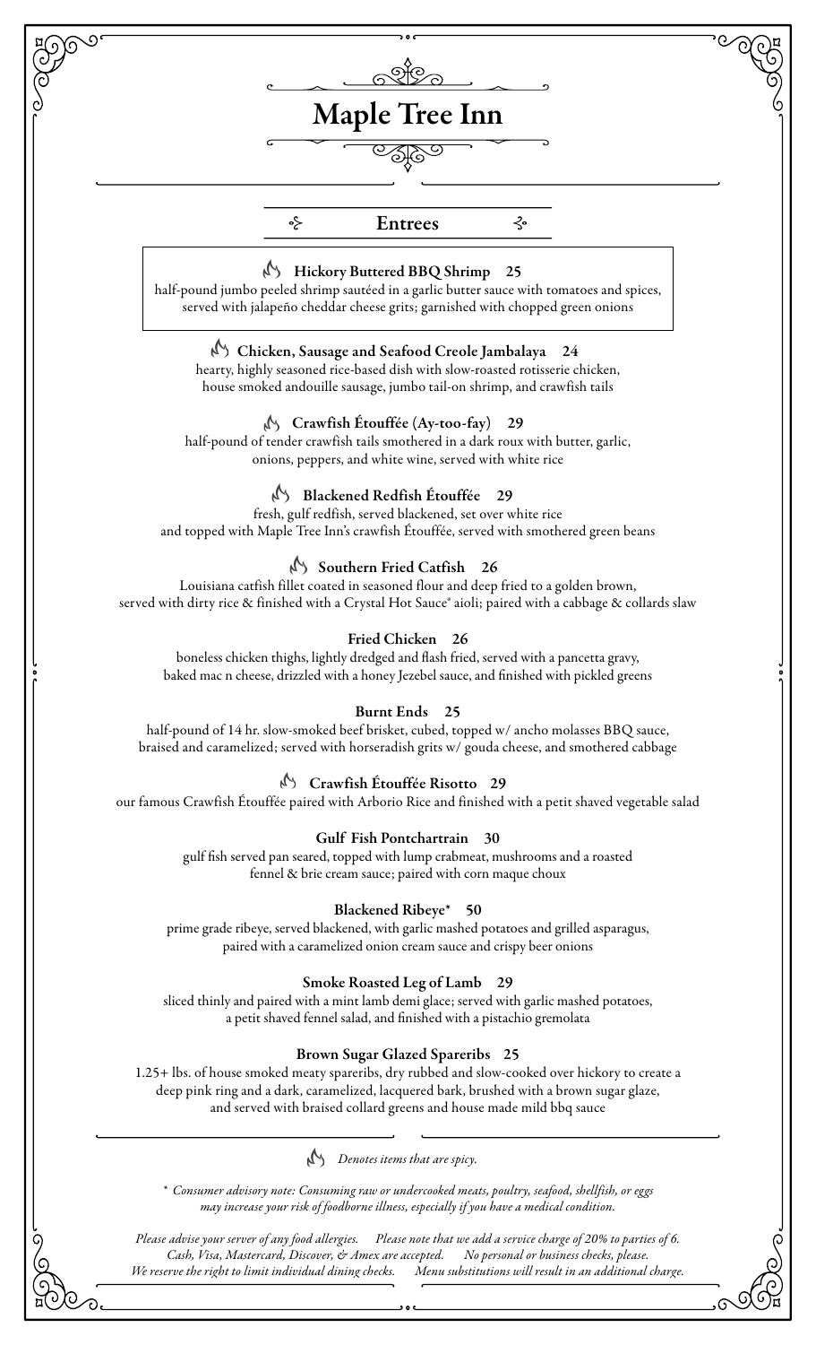# Maple Tree Inn

## Entrees

### Hickory Buttered BBQ Shrimp 25

half-pound jumbo peeled shrimp sautéed in a garlic butter sauce with tomatoes and spices, served with jalapeño cheddar cheese grits; garnished with chopped green onions

### Chicken, Sausage and Seafood Creole Jambalaya 24

hearty, highly seasoned rice-based dish with slow-roasted rotisserie chicken, house smoked andouille sausage, jumbo tail-on shrimp, and crawfish tails

### Crawfish Étouffée (Ay-too-fay) 29

half-pound of tender crawfish tails smothered in a dark roux with butter, garlic, onions, peppers, and white wine, served with white rice

### Blackened Redfish Étouffée 29

fresh, gulf redfish, served blackened, set over white rice and topped with Maple Tree Inn's crawfish Étouffée, served with smothered green beans

### Southern Fried Catfish 26

Louisiana catfish fillet coated in seasoned flour and deep fried to a golden brown, served with dirty rice & finished with a Crystal Hot Sauce® aioli; paired with a cabbage & collards slaw

### Fried Chicken 26

boneless chicken thighs, lightly dredged and flash fried, served with a pancetta gravy, baked mac n cheese, drizzled with a honey Jezebel sauce, and finished with pickled greens

### Burnt Ends 25

half-pound of 14 hr. slow-smoked beef brisket, cubed, topped w/ ancho molasses BBQ sauce, braised and caramelized; served with horseradish grits w/ gouda cheese, and smothered cabbage

### Crawfish Étouffée Risotto 29

our famous Crawfish Étouffée paired with Arborio Rice and finished with a petit shaved vegetable salad

### Gulf Fish Pontchartrain 30

gulf fish served pan seared, topped with lump crabmeat, mushrooms and a roasted fennel & brie cream sauce; paired with corn maque choux

### Blackened Ribeye* 50

prime grade ribeye, served blackened, with garlic mashed potatoes and grilled asparagus, paired with a caramelized onion cream sauce and crispy beer onions

### Smoke Roasted Leg of Lamb 29

sliced thinly and paired with a mint lamb demi glace; served with garlic mashed potatoes, a petit shaved fennel salad, and finished with a pistachio gremolata

### Brown Sugar Glazed Spareribs 25

1.25+ lbs. of house smoked meaty spareribs, dry rubbed and slow-cooked over hickory to create a deep pink ring and a dark, caramelized, lacquered bark, brushed with a brown sugar glaze, and served with braised collard greens and house made mild bbq sauce

*Denotes items that are spicy.*

* *Consumer advisory note: Consuming raw or undercooked meats, poultry, seafood, shellfish, or eggs may increase your risk of foodborne illness, especially if you have a medical condition.*

*Please advise your server of any food allergies. Please note that we add a service charge of 20% to parties of 6. Cash, Visa, Mastercard, Discover, & Amex are accepted. No personal or business checks, please. We reserve the right to limit individual dining checks. Menu substitutions will result in an additional charge.*